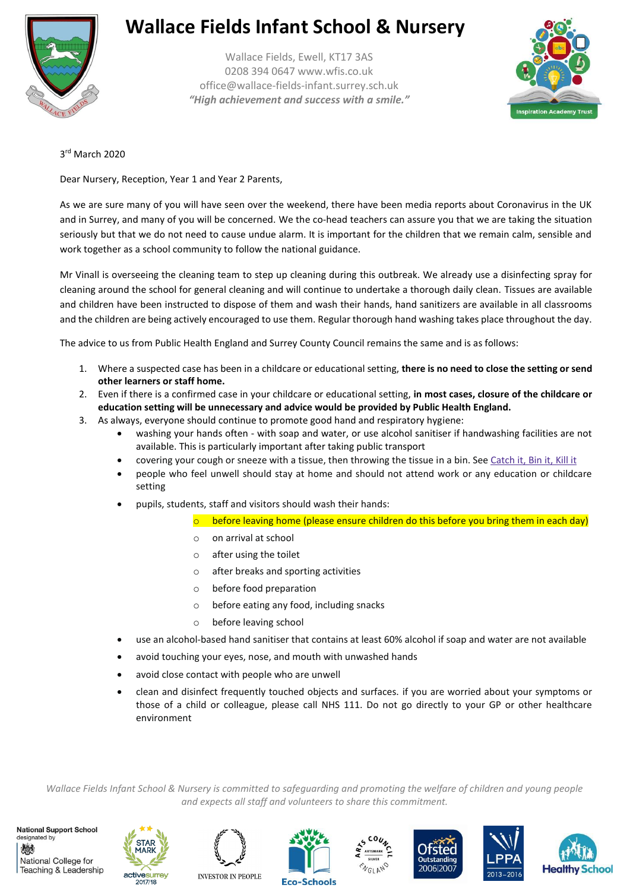# Wallace Fields Infant School & Nursery

Wallace Fields, Ewell, KT17 3AS
0208 394 0647 www.wfis.co.uk
office@wallace-fields-infant.surrey.sch.uk
*"High achievement and success with a smile."*

Inspiration Academy Trust

3rd March 2020

Dear Nursery, Reception, Year 1 and Year 2 Parents,

As we are sure many of you will have seen over the weekend, there have been media reports about Coronavirus in the UK and in Surrey, and many of you will be concerned. We the co-head teachers can assure you that we are taking the situation seriously but that we do not need to cause undue alarm. It is important for the children that we remain calm, sensible and work together as a school community to follow the national guidance.

Mr Vinall is overseeing the cleaning team to step up cleaning during this outbreak. We already use a disinfecting spray for cleaning around the school for general cleaning and will continue to undertake a thorough daily clean. Tissues are available and children have been instructed to dispose of them and wash their hands, hand sanitizers are available in all classrooms and the children are being actively encouraged to use them. Regular thorough hand washing takes place throughout the day.

The advice to us from Public Health England and Surrey County Council remains the same and is as follows:

1. Where a suspected case has been in a childcare or educational setting, **there is no need to close the setting or send other learners or staff home.**
2. Even if there is a confirmed case in your childcare or educational setting, **in most cases, closure of the childcare or education setting will be unnecessary and advice would be provided by Public Health England.**
3. As always, everyone should continue to promote good hand and respiratory hygiene:
   - washing your hands often - with soap and water, or use alcohol sanitiser if handwashing facilities are not available. This is particularly important after taking public transport
   - covering your cough or sneeze with a tissue, then throwing the tissue in a bin. See Catch it, Bin it, Kill it
   - people who feel unwell should stay at home and should not attend work or any education or childcare setting
   - pupils, students, staff and visitors should wash their hands:
     - before leaving home (please ensure children do this before you bring them in each day)
     - on arrival at school
     - after using the toilet
     - after breaks and sporting activities
     - before food preparation
     - before eating any food, including snacks
     - before leaving school
   - use an alcohol-based hand sanitiser that contains at least 60% alcohol if soap and water are not available
   - avoid touching your eyes, nose, and mouth with unwashed hands
   - avoid close contact with people who are unwell
   - clean and disinfect frequently touched objects and surfaces. if you are worried about your symptoms or those of a child or colleague, please call NHS 111. Do not go directly to your GP or other healthcare environment

*Wallace Fields Infant School & Nursery is committed to safeguarding and promoting the welfare of children and young people and expects all staff and volunteers to share this commitment.*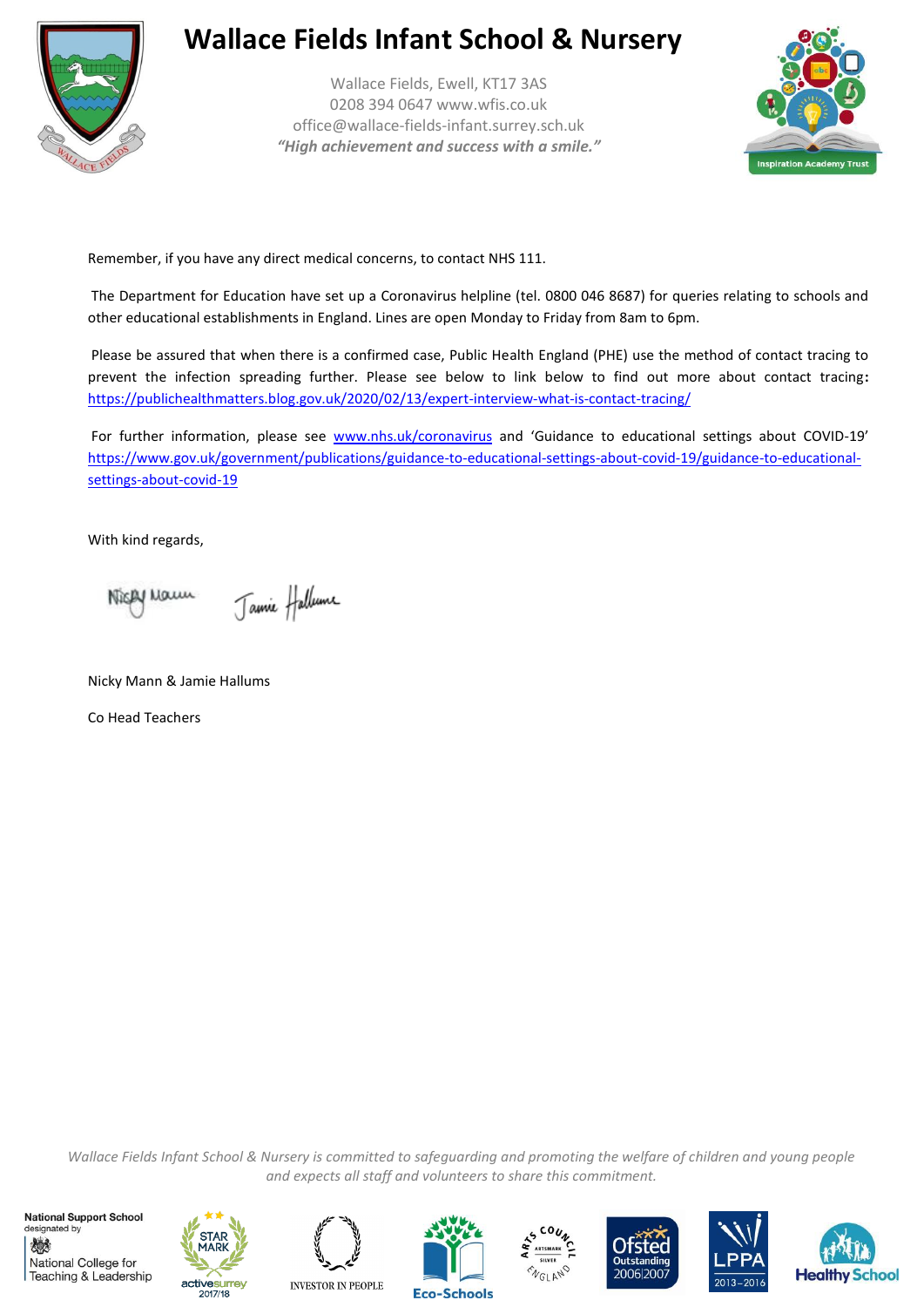Remember, if you have any direct medical concerns, to contact NHS 111.

The Department for Education have set up a Coronavirus helpline (tel. 0800 046 8687) for queries relating to schools and other educational establishments in England. Lines are open Monday to Friday from 8am to 6pm.

Please be assured that when there is a confirmed case, Public Health England (PHE) use the method of contact tracing to prevent the infection spreading further. Please see below to link below to find out more about contact tracing: https://publichealthmatters.blog.gov.uk/2020/02/13/expert-interview-what-is-contact-tracing/

For further information, please see www.nhs.uk/coronavirus and 'Guidance to educational settings about COVID-19' https://www.gov.uk/government/publications/guidance-to-educational-settings-about-covid-19/guidance-to-educational-settings-about-covid-19

With kind regards,

Nicky Mann & Jamie Hallums

Co Head Teachers

*Wallace Fields Infant School & Nursery is committed to safeguarding and promoting the welfare of children and young people and expects all staff and volunteers to share this commitment.*